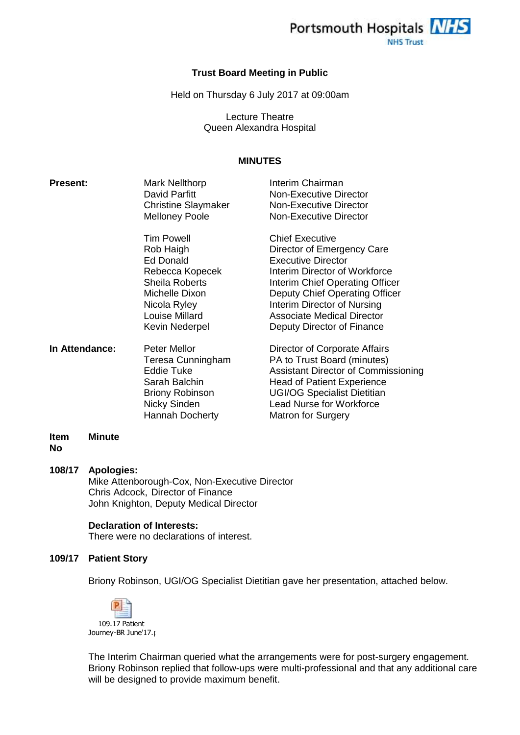Portsmouth Hospitals NHS Trust

**Trust Board Meeting in Public**

Held on Thursday 6 July 2017 at 09:00am

Lecture Theatre
Queen Alexandra Hospital

**MINUTES**

| | | |
|---|---|---|
| **Present:** | Mark Nellthorp | Interim Chairman |
| | David Parfitt | Non-Executive Director |
| | Christine Slaymaker | Non-Executive Director |
| | Melloney Poole | Non-Executive Director |
| | Tim Powell | Chief Executive |
| | Rob Haigh | Director of Emergency Care |
| | Ed Donald | Executive Director |
| | Rebecca Kopecek | Interim Director of Workforce |
| | Sheila Roberts | Interim Chief Operating Officer |
| | Michelle Dixon | Deputy Chief Operating Officer |
| | Nicola Ryley | Interim Director of Nursing |
| | Louise Millard | Associate Medical Director |
| | Kevin Nederpel | Deputy Director of Finance |
| **In Attendance:** | Peter Mellor | Director of Corporate Affairs |
| | Teresa Cunningham | PA to Trust Board (minutes) |
| | Eddie Tuke | Assistant Director of Commissioning |
| | Sarah Balchin | Head of Patient Experience |
| | Briony Robinson | UGI/OG Specialist Dietitian |
| | Nicky Sinden | Lead Nurse for Workforce |
| | Hannah Docherty | Matron for Surgery |

**Item No** **Minute**

**108/17 Apologies:**

Mike Attenborough-Cox, Non-Executive Director
Chris Adcock, Director of Finance
John Knighton, Deputy Medical Director

**Declaration of Interests:**

There were no declarations of interest.

**109/17 Patient Story**

Briony Robinson, UGI/OG Specialist Dietitian gave her presentation, attached below.

109.17 Patient Journey-BR June'17.p

The Interim Chairman queried what the arrangements were for post-surgery engagement. Briony Robinson replied that follow-ups were multi-professional and that any additional care will be designed to provide maximum benefit.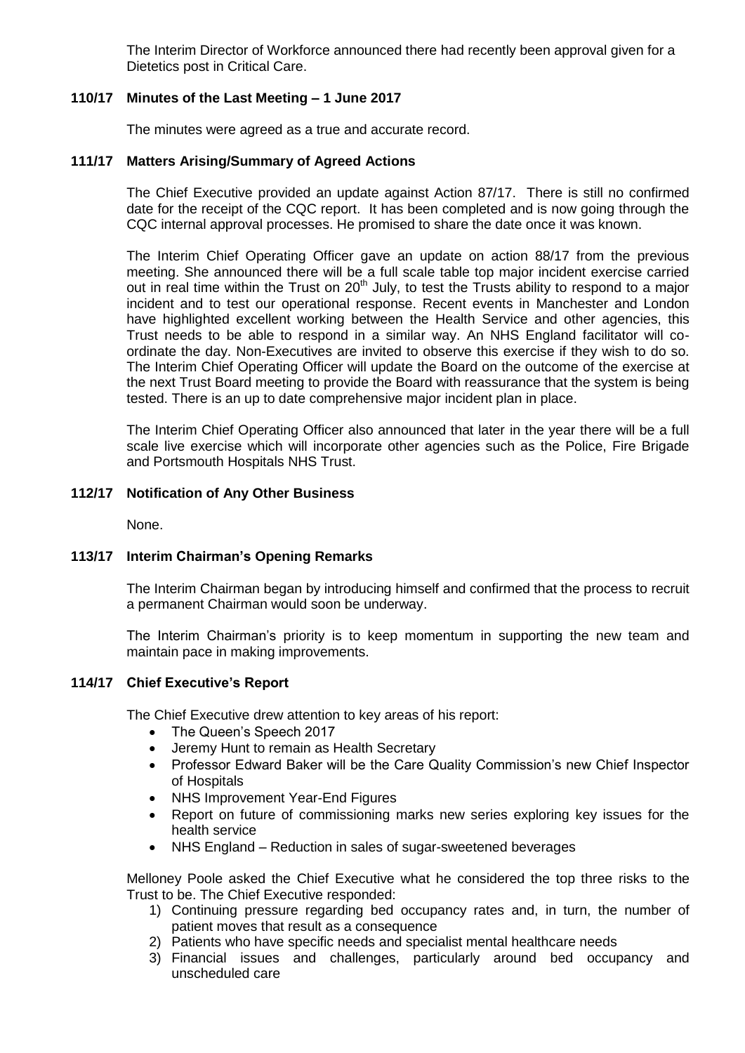The Interim Director of Workforce announced there had recently been approval given for a Dietetics post in Critical Care.

### 110/17 Minutes of the Last Meeting – 1 June 2017

The minutes were agreed as a true and accurate record.

### 111/17 Matters Arising/Summary of Agreed Actions

The Chief Executive provided an update against Action 87/17. There is still no confirmed date for the receipt of the CQC report. It has been completed and is now going through the CQC internal approval processes. He promised to share the date once it was known.

The Interim Chief Operating Officer gave an update on action 88/17 from the previous meeting. She announced there will be a full scale table top major incident exercise carried out in real time within the Trust on 20th July, to test the Trusts ability to respond to a major incident and to test our operational response. Recent events in Manchester and London have highlighted excellent working between the Health Service and other agencies, this Trust needs to be able to respond in a similar way. An NHS England facilitator will co-ordinate the day. Non-Executives are invited to observe this exercise if they wish to do so. The Interim Chief Operating Officer will update the Board on the outcome of the exercise at the next Trust Board meeting to provide the Board with reassurance that the system is being tested. There is an up to date comprehensive major incident plan in place.

The Interim Chief Operating Officer also announced that later in the year there will be a full scale live exercise which will incorporate other agencies such as the Police, Fire Brigade and Portsmouth Hospitals NHS Trust.

### 112/17 Notification of Any Other Business

None.

### 113/17 Interim Chairman's Opening Remarks

The Interim Chairman began by introducing himself and confirmed that the process to recruit a permanent Chairman would soon be underway.

The Interim Chairman's priority is to keep momentum in supporting the new team and maintain pace in making improvements.

### 114/17 Chief Executive's Report

The Chief Executive drew attention to key areas of his report:

- The Queen's Speech 2017
- Jeremy Hunt to remain as Health Secretary
- Professor Edward Baker will be the Care Quality Commission's new Chief Inspector of Hospitals
- NHS Improvement Year-End Figures
- Report on future of commissioning marks new series exploring key issues for the health service
- NHS England – Reduction in sales of sugar-sweetened beverages

Melloney Poole asked the Chief Executive what he considered the top three risks to the Trust to be. The Chief Executive responded:

1) Continuing pressure regarding bed occupancy rates and, in turn, the number of patient moves that result as a consequence
2) Patients who have specific needs and specialist mental healthcare needs
3) Financial issues and challenges, particularly around bed occupancy and unscheduled care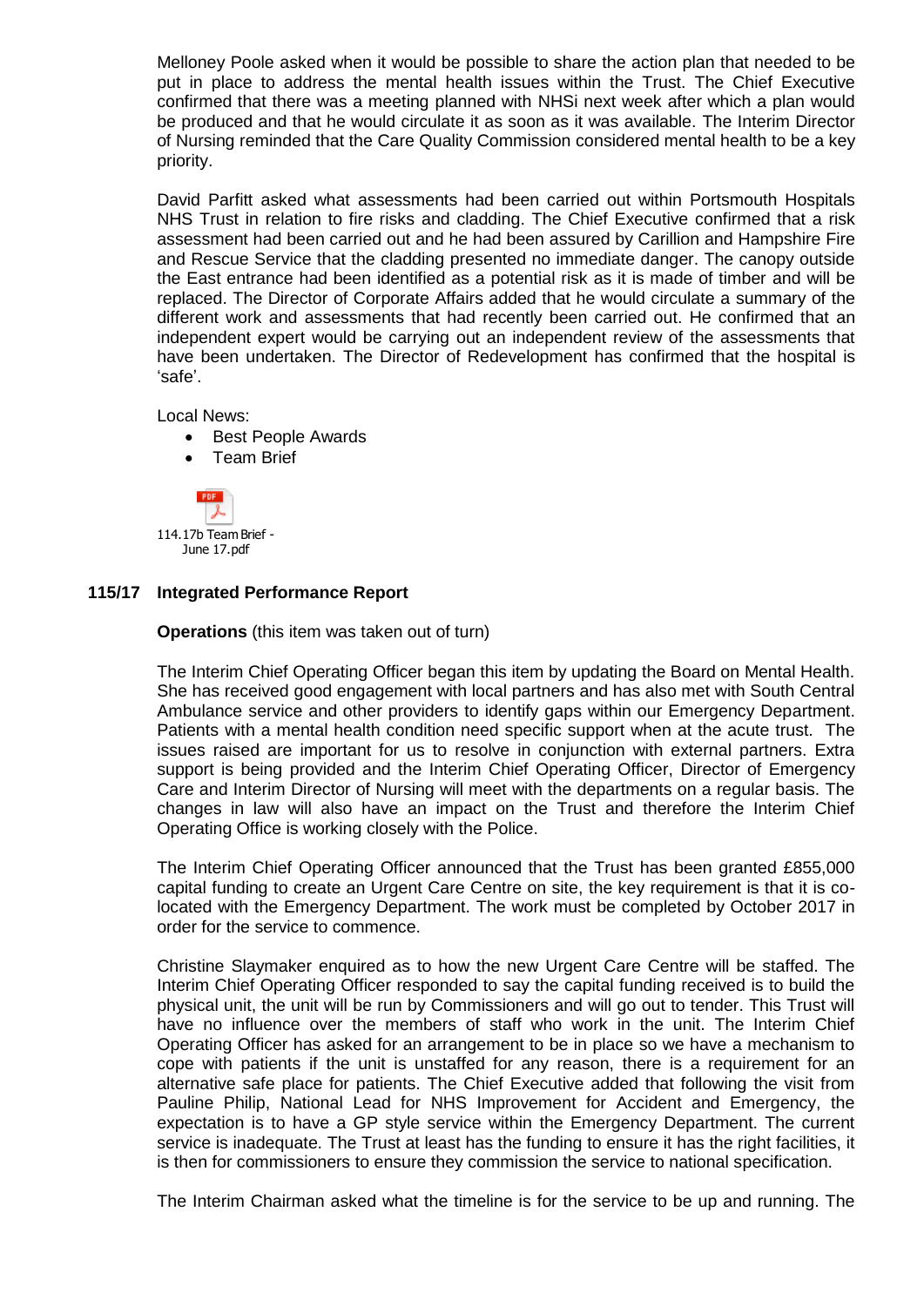Melloney Poole asked when it would be possible to share the action plan that needed to be put in place to address the mental health issues within the Trust. The Chief Executive confirmed that there was a meeting planned with NHSi next week after which a plan would be produced and that he would circulate it as soon as it was available. The Interim Director of Nursing reminded that the Care Quality Commission considered mental health to be a key priority.

David Parfitt asked what assessments had been carried out within Portsmouth Hospitals NHS Trust in relation to fire risks and cladding. The Chief Executive confirmed that a risk assessment had been carried out and he had been assured by Carillion and Hampshire Fire and Rescue Service that the cladding presented no immediate danger. The canopy outside the East entrance had been identified as a potential risk as it is made of timber and will be replaced. The Director of Corporate Affairs added that he would circulate a summary of the different work and assessments that had recently been carried out. He confirmed that an independent expert would be carrying out an independent review of the assessments that have been undertaken. The Director of Redevelopment has confirmed that the hospital is 'safe'.

Local News:

- Best People Awards
- Team Brief

114.17b Team Brief - June 17.pdf

**115/17 Integrated Performance Report**

**Operations** (this item was taken out of turn)

The Interim Chief Operating Officer began this item by updating the Board on Mental Health. She has received good engagement with local partners and has also met with South Central Ambulance service and other providers to identify gaps within our Emergency Department. Patients with a mental health condition need specific support when at the acute trust. The issues raised are important for us to resolve in conjunction with external partners. Extra support is being provided and the Interim Chief Operating Officer, Director of Emergency Care and Interim Director of Nursing will meet with the departments on a regular basis. The changes in law will also have an impact on the Trust and therefore the Interim Chief Operating Office is working closely with the Police.

The Interim Chief Operating Officer announced that the Trust has been granted £855,000 capital funding to create an Urgent Care Centre on site, the key requirement is that it is co-located with the Emergency Department. The work must be completed by October 2017 in order for the service to commence.

Christine Slaymaker enquired as to how the new Urgent Care Centre will be staffed. The Interim Chief Operating Officer responded to say the capital funding received is to build the physical unit, the unit will be run by Commissioners and will go out to tender. This Trust will have no influence over the members of staff who work in the unit. The Interim Chief Operating Officer has asked for an arrangement to be in place so we have a mechanism to cope with patients if the unit is unstaffed for any reason, there is a requirement for an alternative safe place for patients. The Chief Executive added that following the visit from Pauline Philip, National Lead for NHS Improvement for Accident and Emergency, the expectation is to have a GP style service within the Emergency Department. The current service is inadequate. The Trust at least has the funding to ensure it has the right facilities, it is then for commissioners to ensure they commission the service to national specification.

The Interim Chairman asked what the timeline is for the service to be up and running. The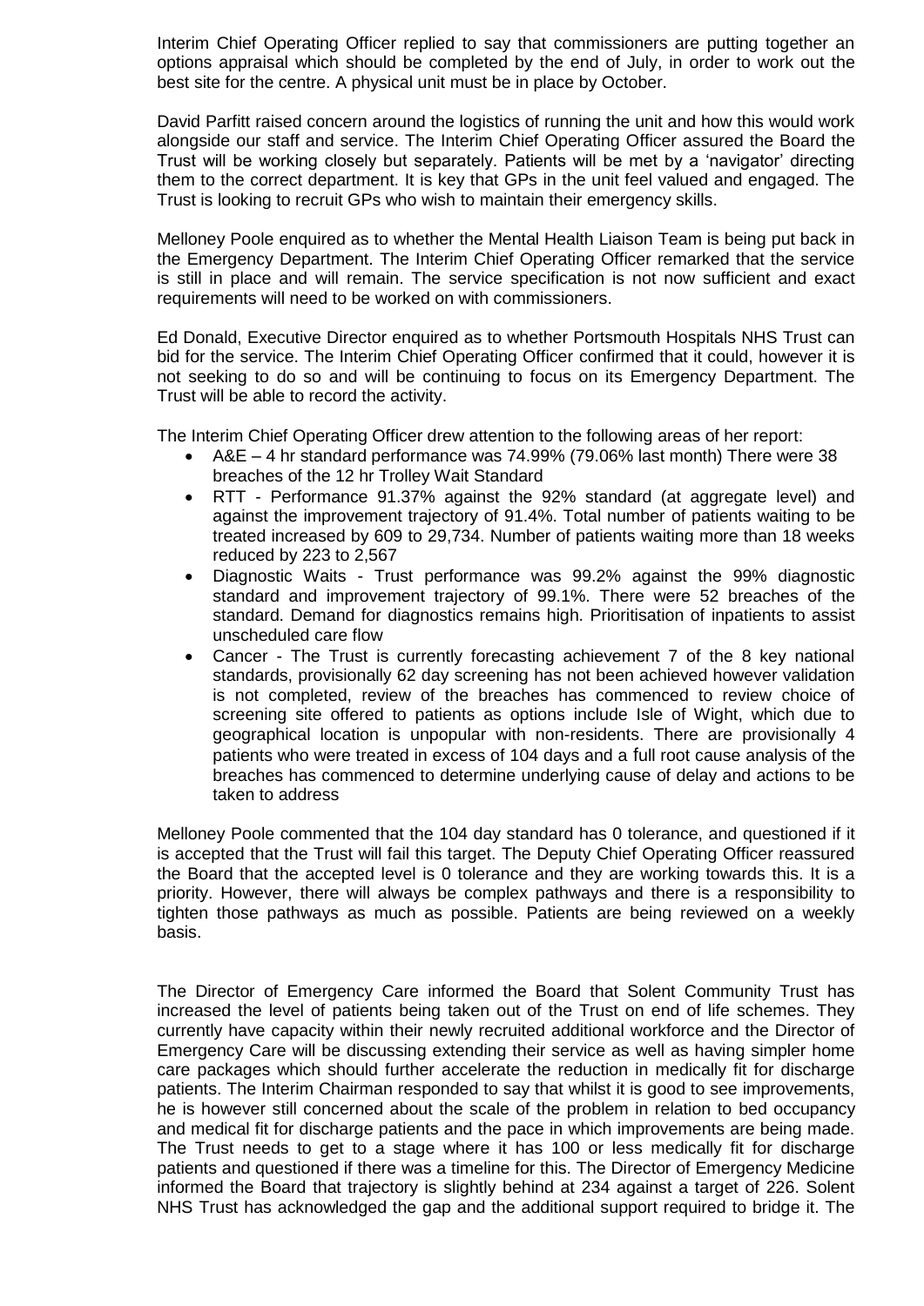Interim Chief Operating Officer replied to say that commissioners are putting together an options appraisal which should be completed by the end of July, in order to work out the best site for the centre. A physical unit must be in place by October.

David Parfitt raised concern around the logistics of running the unit and how this would work alongside our staff and service. The Interim Chief Operating Officer assured the Board the Trust will be working closely but separately. Patients will be met by a 'navigator' directing them to the correct department. It is key that GPs in the unit feel valued and engaged. The Trust is looking to recruit GPs who wish to maintain their emergency skills.

Melloney Poole enquired as to whether the Mental Health Liaison Team is being put back in the Emergency Department. The Interim Chief Operating Officer remarked that the service is still in place and will remain. The service specification is not now sufficient and exact requirements will need to be worked on with commissioners.

Ed Donald, Executive Director enquired as to whether Portsmouth Hospitals NHS Trust can bid for the service. The Interim Chief Operating Officer confirmed that it could, however it is not seeking to do so and will be continuing to focus on its Emergency Department. The Trust will be able to record the activity.

The Interim Chief Operating Officer drew attention to the following areas of her report:

- A&E – 4 hr standard performance was 74.99% (79.06% last month) There were 38 breaches of the 12 hr Trolley Wait Standard
- RTT - Performance 91.37% against the 92% standard (at aggregate level) and against the improvement trajectory of 91.4%. Total number of patients waiting to be treated increased by 609 to 29,734. Number of patients waiting more than 18 weeks reduced by 223 to 2,567
- Diagnostic Waits - Trust performance was 99.2% against the 99% diagnostic standard and improvement trajectory of 99.1%. There were 52 breaches of the standard. Demand for diagnostics remains high. Prioritisation of inpatients to assist unscheduled care flow
- Cancer - The Trust is currently forecasting achievement 7 of the 8 key national standards, provisionally 62 day screening has not been achieved however validation is not completed, review of the breaches has commenced to review choice of screening site offered to patients as options include Isle of Wight, which due to geographical location is unpopular with non-residents. There are provisionally 4 patients who were treated in excess of 104 days and a full root cause analysis of the breaches has commenced to determine underlying cause of delay and actions to be taken to address

Melloney Poole commented that the 104 day standard has 0 tolerance, and questioned if it is accepted that the Trust will fail this target. The Deputy Chief Operating Officer reassured the Board that the accepted level is 0 tolerance and they are working towards this. It is a priority. However, there will always be complex pathways and there is a responsibility to tighten those pathways as much as possible. Patients are being reviewed on a weekly basis.

The Director of Emergency Care informed the Board that Solent Community Trust has increased the level of patients being taken out of the Trust on end of life schemes. They currently have capacity within their newly recruited additional workforce and the Director of Emergency Care will be discussing extending their service as well as having simpler home care packages which should further accelerate the reduction in medically fit for discharge patients. The Interim Chairman responded to say that whilst it is good to see improvements, he is however still concerned about the scale of the problem in relation to bed occupancy and medical fit for discharge patients and the pace in which improvements are being made. The Trust needs to get to a stage where it has 100 or less medically fit for discharge patients and questioned if there was a timeline for this. The Director of Emergency Medicine informed the Board that trajectory is slightly behind at 234 against a target of 226. Solent NHS Trust has acknowledged the gap and the additional support required to bridge it. The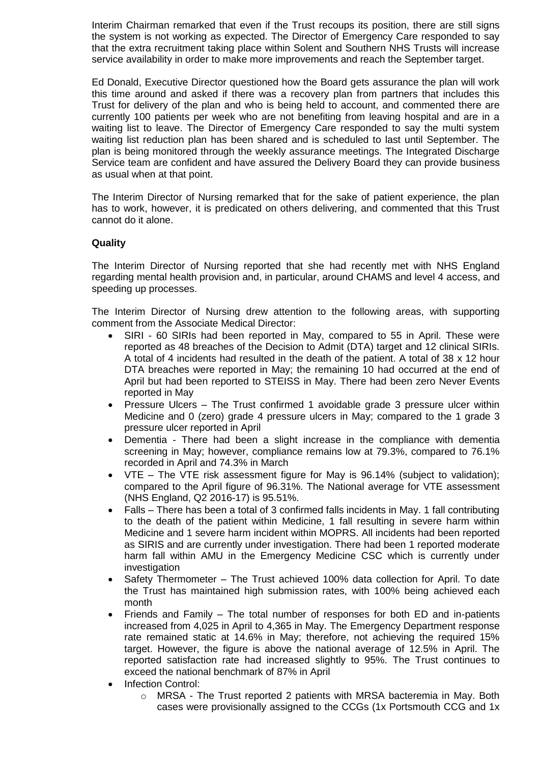Interim Chairman remarked that even if the Trust recoups its position, there are still signs the system is not working as expected. The Director of Emergency Care responded to say that the extra recruitment taking place within Solent and Southern NHS Trusts will increase service availability in order to make more improvements and reach the September target.

Ed Donald, Executive Director questioned how the Board gets assurance the plan will work this time around and asked if there was a recovery plan from partners that includes this Trust for delivery of the plan and who is being held to account, and commented there are currently 100 patients per week who are not benefiting from leaving hospital and are in a waiting list to leave. The Director of Emergency Care responded to say the multi system waiting list reduction plan has been shared and is scheduled to last until September. The plan is being monitored through the weekly assurance meetings. The Integrated Discharge Service team are confident and have assured the Delivery Board they can provide business as usual when at that point.

The Interim Director of Nursing remarked that for the sake of patient experience, the plan has to work, however, it is predicated on others delivering, and commented that this Trust cannot do it alone.

**Quality**

The Interim Director of Nursing reported that she had recently met with NHS England regarding mental health provision and, in particular, around CHAMS and level 4 access, and speeding up processes.

The Interim Director of Nursing drew attention to the following areas, with supporting comment from the Associate Medical Director:

- SIRI - 60 SIRIs had been reported in May, compared to 55 in April. These were reported as 48 breaches of the Decision to Admit (DTA) target and 12 clinical SIRIs. A total of 4 incidents had resulted in the death of the patient. A total of 38 x 12 hour DTA breaches were reported in May; the remaining 10 had occurred at the end of April but had been reported to STEISS in May. There had been zero Never Events reported in May
- Pressure Ulcers – The Trust confirmed 1 avoidable grade 3 pressure ulcer within Medicine and 0 (zero) grade 4 pressure ulcers in May; compared to the 1 grade 3 pressure ulcer reported in April
- Dementia - There had been a slight increase in the compliance with dementia screening in May; however, compliance remains low at 79.3%, compared to 76.1% recorded in April and 74.3% in March
- VTE – The VTE risk assessment figure for May is 96.14% (subject to validation); compared to the April figure of 96.31%. The National average for VTE assessment (NHS England, Q2 2016-17) is 95.51%.
- Falls – There has been a total of 3 confirmed falls incidents in May. 1 fall contributing to the death of the patient within Medicine, 1 fall resulting in severe harm within Medicine and 1 severe harm incident within MOPRS. All incidents had been reported as SIRIS and are currently under investigation. There had been 1 reported moderate harm fall within AMU in the Emergency Medicine CSC which is currently under investigation
- Safety Thermometer – The Trust achieved 100% data collection for April. To date the Trust has maintained high submission rates, with 100% being achieved each month
- Friends and Family – The total number of responses for both ED and in-patients increased from 4,025 in April to 4,365 in May. The Emergency Department response rate remained static at 14.6% in May; therefore, not achieving the required 15% target. However, the figure is above the national average of 12.5% in April. The reported satisfaction rate had increased slightly to 95%. The Trust continues to exceed the national benchmark of 87% in April
- Infection Control:
  - MRSA - The Trust reported 2 patients with MRSA bacteremia in May. Both cases were provisionally assigned to the CCGs (1x Portsmouth CCG and 1x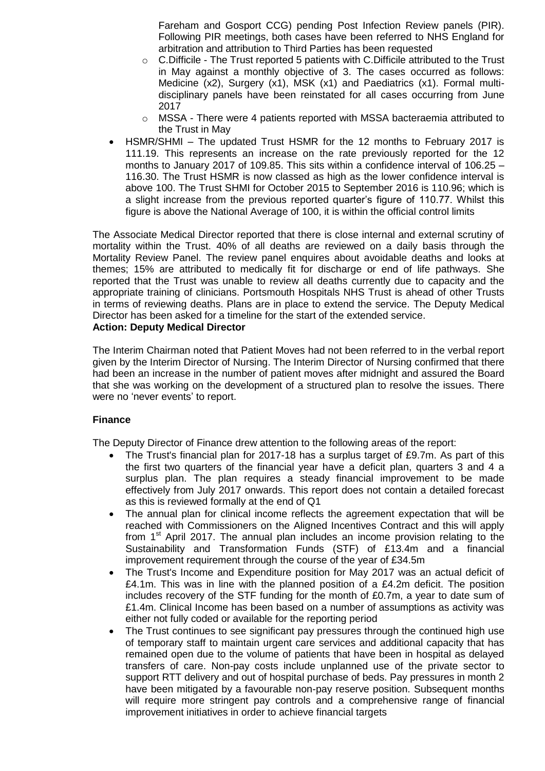Fareham and Gosport CCG) pending Post Infection Review panels (PIR). Following PIR meetings, both cases have been referred to NHS England for arbitration and attribution to Third Parties has been requested

    - C.Difficile - The Trust reported 5 patients with C.Difficile attributed to the Trust in May against a monthly objective of 3. The cases occurred as follows: Medicine (x2), Surgery (x1), MSK (x1) and Paediatrics (x1). Formal multi-disciplinary panels have been reinstated for all cases occurring from June 2017
    - MSSA - There were 4 patients reported with MSSA bacteraemia attributed to the Trust in May

- HSMR/SHMI – The updated Trust HSMR for the 12 months to February 2017 is 111.19. This represents an increase on the rate previously reported for the 12 months to January 2017 of 109.85. This sits within a confidence interval of 106.25 – 116.30. The Trust HSMR is now classed as high as the lower confidence interval is above 100. The Trust SHMI for October 2015 to September 2016 is 110.96; which is a slight increase from the previous reported quarter's figure of 110.77. Whilst this figure is above the National Average of 100, it is within the official control limits

The Associate Medical Director reported that there is close internal and external scrutiny of mortality within the Trust. 40% of all deaths are reviewed on a daily basis through the Mortality Review Panel. The review panel enquires about avoidable deaths and looks at themes; 15% are attributed to medically fit for discharge or end of life pathways. She reported that the Trust was unable to review all deaths currently due to capacity and the appropriate training of clinicians. Portsmouth Hospitals NHS Trust is ahead of other Trusts in terms of reviewing deaths. Plans are in place to extend the service. The Deputy Medical Director has been asked for a timeline for the start of the extended service.

**Action: Deputy Medical Director**

The Interim Chairman noted that Patient Moves had not been referred to in the verbal report given by the Interim Director of Nursing. The Interim Director of Nursing confirmed that there had been an increase in the number of patient moves after midnight and assured the Board that she was working on the development of a structured plan to resolve the issues. There were no 'never events' to report.

**Finance**

The Deputy Director of Finance drew attention to the following areas of the report:

- The Trust's financial plan for 2017-18 has a surplus target of £9.7m. As part of this the first two quarters of the financial year have a deficit plan, quarters 3 and 4 a surplus plan. The plan requires a steady financial improvement to be made effectively from July 2017 onwards. This report does not contain a detailed forecast as this is reviewed formally at the end of Q1
- The annual plan for clinical income reflects the agreement expectation that will be reached with Commissioners on the Aligned Incentives Contract and this will apply from 1st April 2017. The annual plan includes an income provision relating to the Sustainability and Transformation Funds (STF) of £13.4m and a financial improvement requirement through the course of the year of £34.5m
- The Trust's Income and Expenditure position for May 2017 was an actual deficit of £4.1m. This was in line with the planned position of a £4.2m deficit. The position includes recovery of the STF funding for the month of £0.7m, a year to date sum of £1.4m. Clinical Income has been based on a number of assumptions as activity was either not fully coded or available for the reporting period
- The Trust continues to see significant pay pressures through the continued high use of temporary staff to maintain urgent care services and additional capacity that has remained open due to the volume of patients that have been in hospital as delayed transfers of care. Non-pay costs include unplanned use of the private sector to support RTT delivery and out of hospital purchase of beds. Pay pressures in month 2 have been mitigated by a favourable non-pay reserve position. Subsequent months will require more stringent pay controls and a comprehensive range of financial improvement initiatives in order to achieve financial targets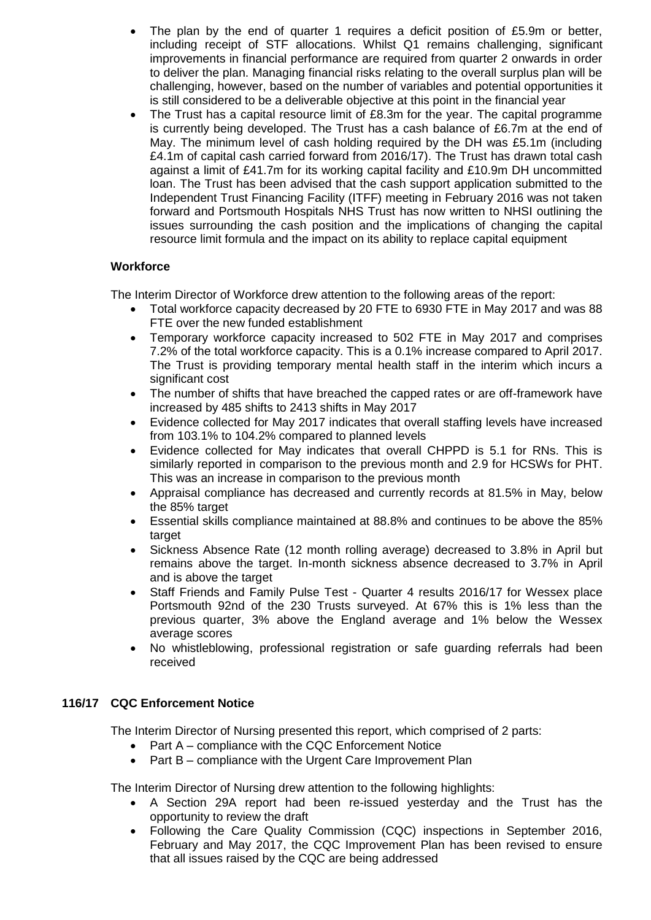- The plan by the end of quarter 1 requires a deficit position of £5.9m or better, including receipt of STF allocations. Whilst Q1 remains challenging, significant improvements in financial performance are required from quarter 2 onwards in order to deliver the plan. Managing financial risks relating to the overall surplus plan will be challenging, however, based on the number of variables and potential opportunities it is still considered to be a deliverable objective at this point in the financial year
- The Trust has a capital resource limit of £8.3m for the year. The capital programme is currently being developed. The Trust has a cash balance of £6.7m at the end of May. The minimum level of cash holding required by the DH was £5.1m (including £4.1m of capital cash carried forward from 2016/17). The Trust has drawn total cash against a limit of £41.7m for its working capital facility and £10.9m DH uncommitted loan. The Trust has been advised that the cash support application submitted to the Independent Trust Financing Facility (ITFF) meeting in February 2016 was not taken forward and Portsmouth Hospitals NHS Trust has now written to NHSI outlining the issues surrounding the cash position and the implications of changing the capital resource limit formula and the impact on its ability to replace capital equipment

**Workforce**

The Interim Director of Workforce drew attention to the following areas of the report:

- Total workforce capacity decreased by 20 FTE to 6930 FTE in May 2017 and was 88 FTE over the new funded establishment
- Temporary workforce capacity increased to 502 FTE in May 2017 and comprises 7.2% of the total workforce capacity. This is a 0.1% increase compared to April 2017. The Trust is providing temporary mental health staff in the interim which incurs a significant cost
- The number of shifts that have breached the capped rates or are off-framework have increased by 485 shifts to 2413 shifts in May 2017
- Evidence collected for May 2017 indicates that overall staffing levels have increased from 103.1% to 104.2% compared to planned levels
- Evidence collected for May indicates that overall CHPPD is 5.1 for RNs. This is similarly reported in comparison to the previous month and 2.9 for HCSWs for PHT. This was an increase in comparison to the previous month
- Appraisal compliance has decreased and currently records at 81.5% in May, below the 85% target
- Essential skills compliance maintained at 88.8% and continues to be above the 85% target
- Sickness Absence Rate (12 month rolling average) decreased to 3.8% in April but remains above the target. In-month sickness absence decreased to 3.7% in April and is above the target
- Staff Friends and Family Pulse Test - Quarter 4 results 2016/17 for Wessex place Portsmouth 92nd of the 230 Trusts surveyed. At 67% this is 1% less than the previous quarter, 3% above the England average and 1% below the Wessex average scores
- No whistleblowing, professional registration or safe guarding referrals had been received

**116/17 CQC Enforcement Notice**

The Interim Director of Nursing presented this report, which comprised of 2 parts:

- Part A – compliance with the CQC Enforcement Notice
- Part B – compliance with the Urgent Care Improvement Plan

The Interim Director of Nursing drew attention to the following highlights:

- A Section 29A report had been re-issued yesterday and the Trust has the opportunity to review the draft
- Following the Care Quality Commission (CQC) inspections in September 2016, February and May 2017, the CQC Improvement Plan has been revised to ensure that all issues raised by the CQC are being addressed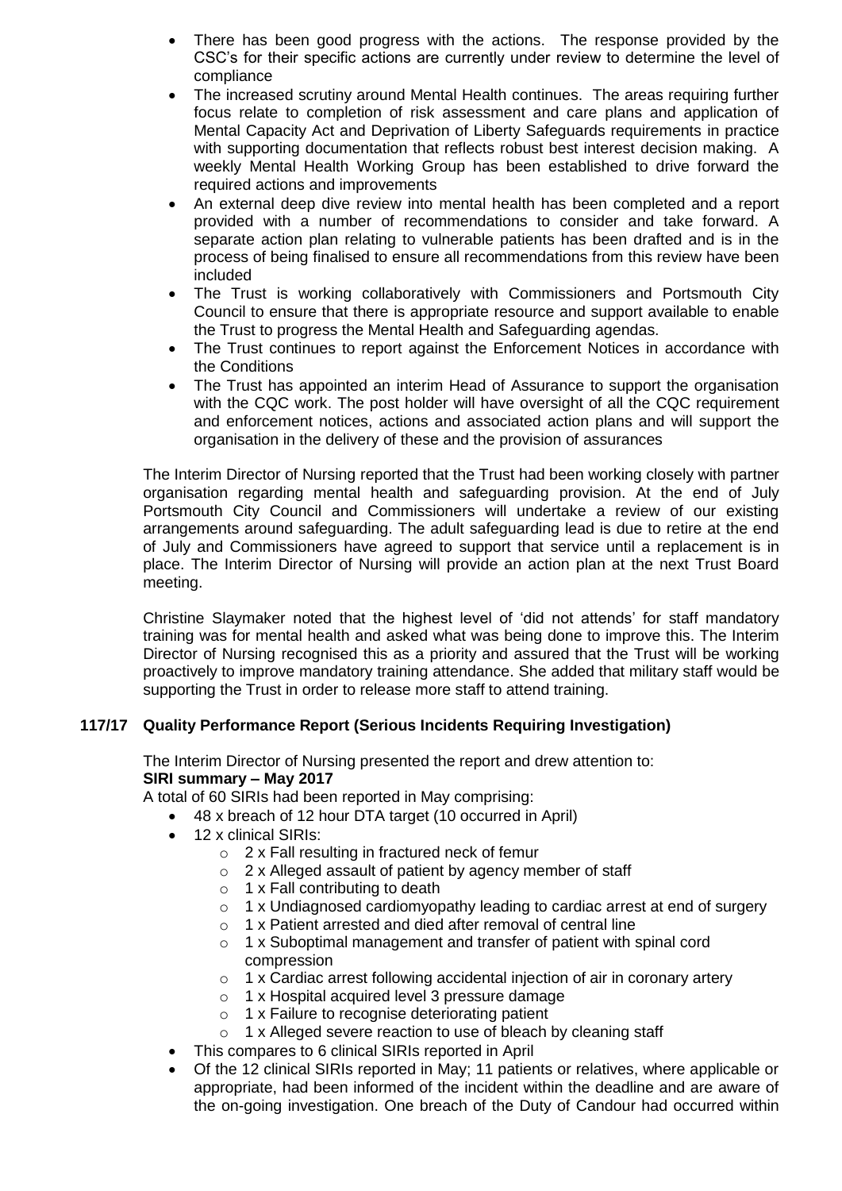- There has been good progress with the actions. The response provided by the CSC's for their specific actions are currently under review to determine the level of compliance
- The increased scrutiny around Mental Health continues. The areas requiring further focus relate to completion of risk assessment and care plans and application of Mental Capacity Act and Deprivation of Liberty Safeguards requirements in practice with supporting documentation that reflects robust best interest decision making. A weekly Mental Health Working Group has been established to drive forward the required actions and improvements
- An external deep dive review into mental health has been completed and a report provided with a number of recommendations to consider and take forward. A separate action plan relating to vulnerable patients has been drafted and is in the process of being finalised to ensure all recommendations from this review have been included
- The Trust is working collaboratively with Commissioners and Portsmouth City Council to ensure that there is appropriate resource and support available to enable the Trust to progress the Mental Health and Safeguarding agendas.
- The Trust continues to report against the Enforcement Notices in accordance with the Conditions
- The Trust has appointed an interim Head of Assurance to support the organisation with the CQC work. The post holder will have oversight of all the CQC requirement and enforcement notices, actions and associated action plans and will support the organisation in the delivery of these and the provision of assurances

The Interim Director of Nursing reported that the Trust had been working closely with partner organisation regarding mental health and safeguarding provision. At the end of July Portsmouth City Council and Commissioners will undertake a review of our existing arrangements around safeguarding. The adult safeguarding lead is due to retire at the end of July and Commissioners have agreed to support that service until a replacement is in place. The Interim Director of Nursing will provide an action plan at the next Trust Board meeting.

Christine Slaymaker noted that the highest level of 'did not attends' for staff mandatory training was for mental health and asked what was being done to improve this. The Interim Director of Nursing recognised this as a priority and assured that the Trust will be working proactively to improve mandatory training attendance. She added that military staff would be supporting the Trust in order to release more staff to attend training.

## 117/17 Quality Performance Report (Serious Incidents Requiring Investigation)

The Interim Director of Nursing presented the report and drew attention to:

**SIRI summary – May 2017**

A total of 60 SIRIs had been reported in May comprising:

- 48 x breach of 12 hour DTA target (10 occurred in April)
- 12 x clinical SIRIs:
  - 2 x Fall resulting in fractured neck of femur
  - 2 x Alleged assault of patient by agency member of staff
  - 1 x Fall contributing to death
  - 1 x Undiagnosed cardiomyopathy leading to cardiac arrest at end of surgery
  - 1 x Patient arrested and died after removal of central line
  - 1 x Suboptimal management and transfer of patient with spinal cord compression
  - 1 x Cardiac arrest following accidental injection of air in coronary artery
  - 1 x Hospital acquired level 3 pressure damage
  - 1 x Failure to recognise deteriorating patient
  - 1 x Alleged severe reaction to use of bleach by cleaning staff
- This compares to 6 clinical SIRIs reported in April
- Of the 12 clinical SIRIs reported in May; 11 patients or relatives, where applicable or appropriate, had been informed of the incident within the deadline and are aware of the on-going investigation. One breach of the Duty of Candour had occurred within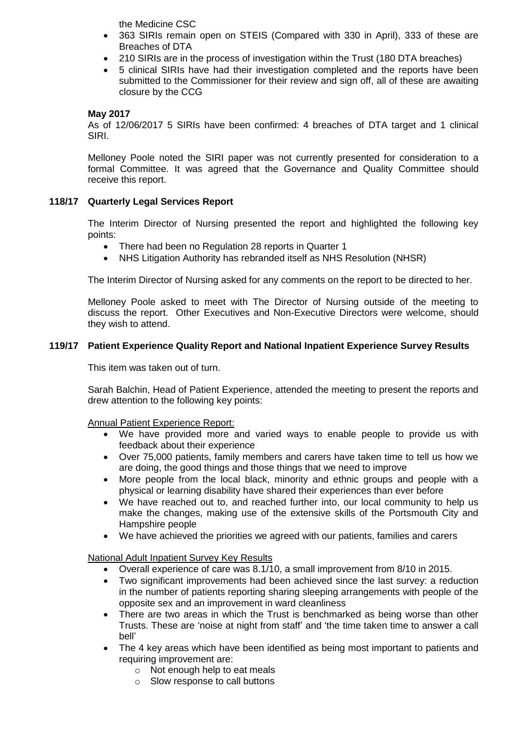the Medicine CSC

- 363 SIRIs remain open on STEIS (Compared with 330 in April), 333 of these are Breaches of DTA
- 210 SIRIs are in the process of investigation within the Trust (180 DTA breaches)
- 5 clinical SIRIs have had their investigation completed and the reports have been submitted to the Commissioner for their review and sign off, all of these are awaiting closure by the CCG

**May 2017**

As of 12/06/2017 5 SIRIs have been confirmed: 4 breaches of DTA target and 1 clinical SIRI.

Melloney Poole noted the SIRI paper was not currently presented for consideration to a formal Committee. It was agreed that the Governance and Quality Committee should receive this report.

**118/17 Quarterly Legal Services Report**

The Interim Director of Nursing presented the report and highlighted the following key points:

- There had been no Regulation 28 reports in Quarter 1
- NHS Litigation Authority has rebranded itself as NHS Resolution (NHSR)

The Interim Director of Nursing asked for any comments on the report to be directed to her.

Melloney Poole asked to meet with The Director of Nursing outside of the meeting to discuss the report. Other Executives and Non-Executive Directors were welcome, should they wish to attend.

**119/17 Patient Experience Quality Report and National Inpatient Experience Survey Results**

This item was taken out of turn.

Sarah Balchin, Head of Patient Experience, attended the meeting to present the reports and drew attention to the following key points:

Annual Patient Experience Report:

- We have provided more and varied ways to enable people to provide us with feedback about their experience
- Over 75,000 patients, family members and carers have taken time to tell us how we are doing, the good things and those things that we need to improve
- More people from the local black, minority and ethnic groups and people with a physical or learning disability have shared their experiences than ever before
- We have reached out to, and reached further into, our local community to help us make the changes, making use of the extensive skills of the Portsmouth City and Hampshire people
- We have achieved the priorities we agreed with our patients, families and carers

National Adult Inpatient Survey Key Results

- Overall experience of care was 8.1/10, a small improvement from 8/10 in 2015.
- Two significant improvements had been achieved since the last survey: a reduction in the number of patients reporting sharing sleeping arrangements with people of the opposite sex and an improvement in ward cleanliness
- There are two areas in which the Trust is benchmarked as being worse than other Trusts. These are 'noise at night from staff' and 'the time taken time to answer a call bell'
- The 4 key areas which have been identified as being most important to patients and requiring improvement are:
  - Not enough help to eat meals
  - Slow response to call buttons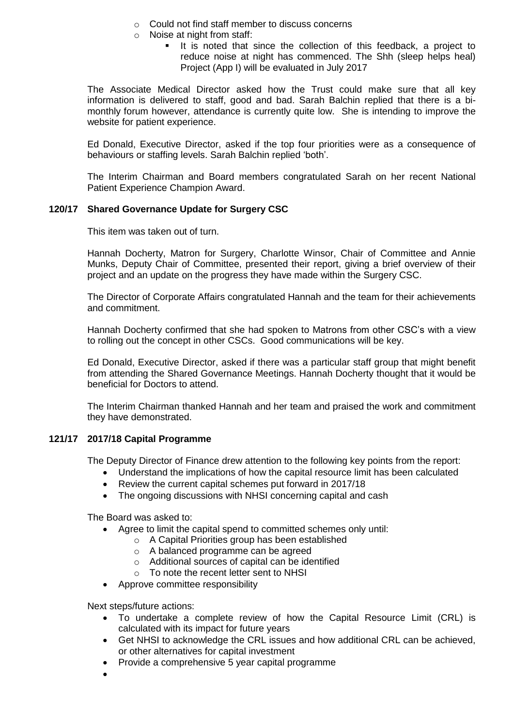- Could not find staff member to discuss concerns
- Noise at night from staff:
    - It is noted that since the collection of this feedback, a project to reduce noise at night has commenced. The Shh (sleep helps heal) Project (App I) will be evaluated in July 2017

The Associate Medical Director asked how the Trust could make sure that all key information is delivered to staff, good and bad. Sarah Balchin replied that there is a bi-monthly forum however, attendance is currently quite low. She is intending to improve the website for patient experience.

Ed Donald, Executive Director, asked if the top four priorities were as a consequence of behaviours or staffing levels. Sarah Balchin replied 'both'.

The Interim Chairman and Board members congratulated Sarah on her recent National Patient Experience Champion Award.

## 120/17 Shared Governance Update for Surgery CSC

This item was taken out of turn.

Hannah Docherty, Matron for Surgery, Charlotte Winsor, Chair of Committee and Annie Munks, Deputy Chair of Committee, presented their report, giving a brief overview of their project and an update on the progress they have made within the Surgery CSC.

The Director of Corporate Affairs congratulated Hannah and the team for their achievements and commitment.

Hannah Docherty confirmed that she had spoken to Matrons from other CSC's with a view to rolling out the concept in other CSCs. Good communications will be key.

Ed Donald, Executive Director, asked if there was a particular staff group that might benefit from attending the Shared Governance Meetings. Hannah Docherty thought that it would be beneficial for Doctors to attend.

The Interim Chairman thanked Hannah and her team and praised the work and commitment they have demonstrated.

## 121/17 2017/18 Capital Programme

The Deputy Director of Finance drew attention to the following key points from the report:

- Understand the implications of how the capital resource limit has been calculated
- Review the current capital schemes put forward in 2017/18
- The ongoing discussions with NHSI concerning capital and cash

The Board was asked to:

- Agree to limit the capital spend to committed schemes only until:
    - A Capital Priorities group has been established
    - A balanced programme can be agreed
    - Additional sources of capital can be identified
    - To note the recent letter sent to NHSI
- Approve committee responsibility

Next steps/future actions:

- To undertake a complete review of how the Capital Resource Limit (CRL) is calculated with its impact for future years
- Get NHSI to acknowledge the CRL issues and how additional CRL can be achieved, or other alternatives for capital investment
- Provide a comprehensive 5 year capital programme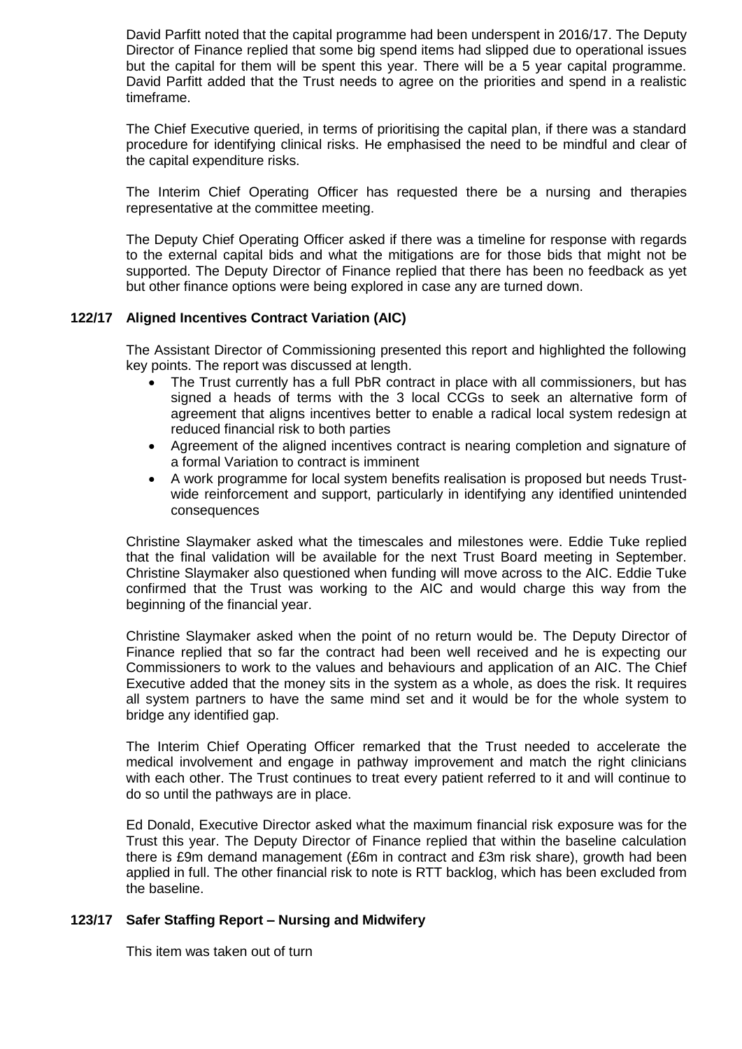David Parfitt noted that the capital programme had been underspent in 2016/17. The Deputy Director of Finance replied that some big spend items had slipped due to operational issues but the capital for them will be spent this year. There will be a 5 year capital programme. David Parfitt added that the Trust needs to agree on the priorities and spend in a realistic timeframe.

The Chief Executive queried, in terms of prioritising the capital plan, if there was a standard procedure for identifying clinical risks. He emphasised the need to be mindful and clear of the capital expenditure risks.

The Interim Chief Operating Officer has requested there be a nursing and therapies representative at the committee meeting.

The Deputy Chief Operating Officer asked if there was a timeline for response with regards to the external capital bids and what the mitigations are for those bids that might not be supported. The Deputy Director of Finance replied that there has been no feedback as yet but other finance options were being explored in case any are turned down.

**122/17 Aligned Incentives Contract Variation (AIC)**

The Assistant Director of Commissioning presented this report and highlighted the following key points. The report was discussed at length.

- The Trust currently has a full PbR contract in place with all commissioners, but has signed a heads of terms with the 3 local CCGs to seek an alternative form of agreement that aligns incentives better to enable a radical local system redesign at reduced financial risk to both parties
- Agreement of the aligned incentives contract is nearing completion and signature of a formal Variation to contract is imminent
- A work programme for local system benefits realisation is proposed but needs Trust-wide reinforcement and support, particularly in identifying any identified unintended consequences

Christine Slaymaker asked what the timescales and milestones were. Eddie Tuke replied that the final validation will be available for the next Trust Board meeting in September. Christine Slaymaker also questioned when funding will move across to the AIC. Eddie Tuke confirmed that the Trust was working to the AIC and would charge this way from the beginning of the financial year.

Christine Slaymaker asked when the point of no return would be. The Deputy Director of Finance replied that so far the contract had been well received and he is expecting our Commissioners to work to the values and behaviours and application of an AIC. The Chief Executive added that the money sits in the system as a whole, as does the risk. It requires all system partners to have the same mind set and it would be for the whole system to bridge any identified gap.

The Interim Chief Operating Officer remarked that the Trust needed to accelerate the medical involvement and engage in pathway improvement and match the right clinicians with each other. The Trust continues to treat every patient referred to it and will continue to do so until the pathways are in place.

Ed Donald, Executive Director asked what the maximum financial risk exposure was for the Trust this year. The Deputy Director of Finance replied that within the baseline calculation there is £9m demand management (£6m in contract and £3m risk share), growth had been applied in full. The other financial risk to note is RTT backlog, which has been excluded from the baseline.

**123/17 Safer Staffing Report – Nursing and Midwifery**

This item was taken out of turn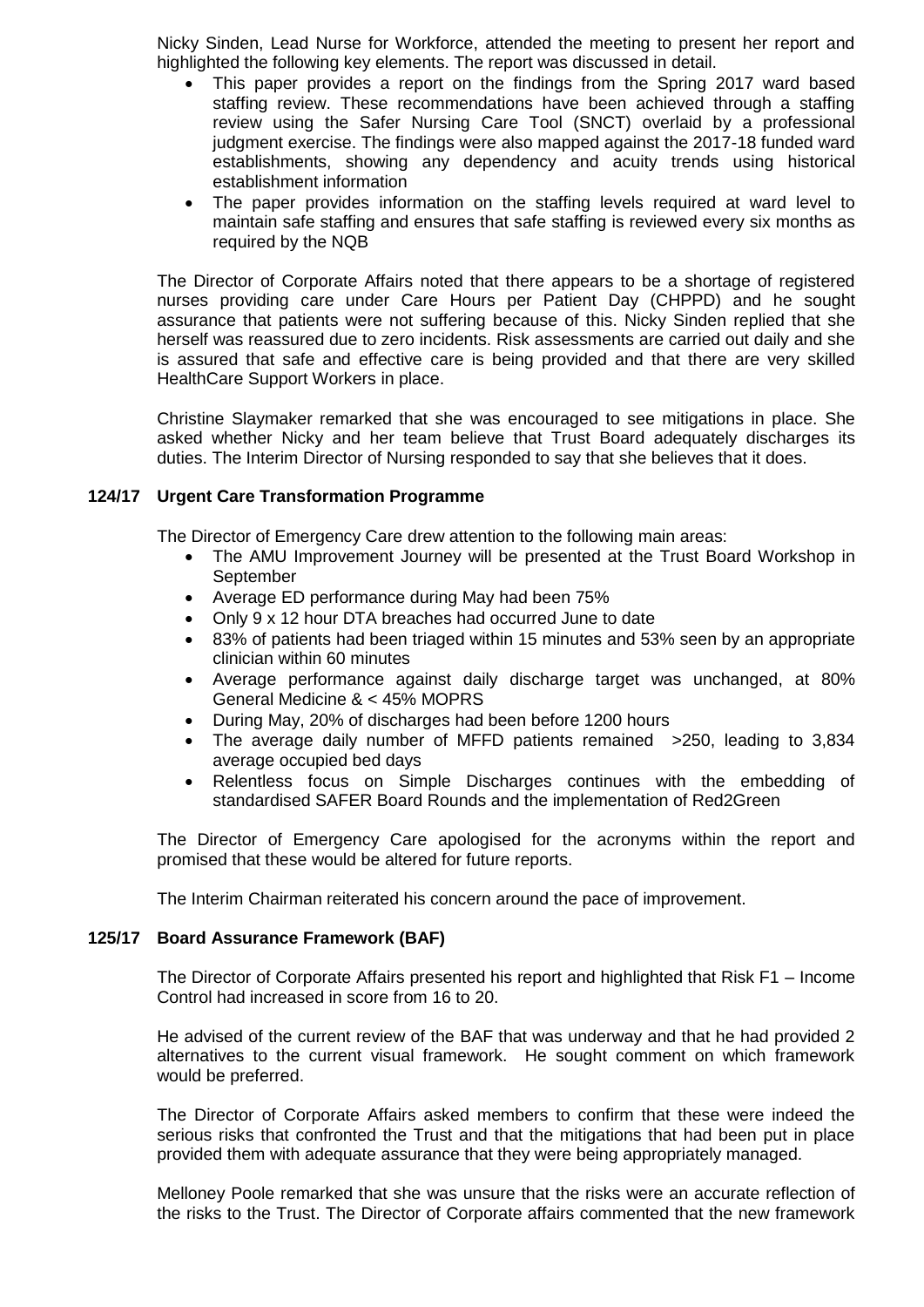Nicky Sinden, Lead Nurse for Workforce, attended the meeting to present her report and highlighted the following key elements. The report was discussed in detail.

- This paper provides a report on the findings from the Spring 2017 ward based staffing review. These recommendations have been achieved through a staffing review using the Safer Nursing Care Tool (SNCT) overlaid by a professional judgment exercise. The findings were also mapped against the 2017-18 funded ward establishments, showing any dependency and acuity trends using historical establishment information
- The paper provides information on the staffing levels required at ward level to maintain safe staffing and ensures that safe staffing is reviewed every six months as required by the NQB

The Director of Corporate Affairs noted that there appears to be a shortage of registered nurses providing care under Care Hours per Patient Day (CHPPD) and he sought assurance that patients were not suffering because of this. Nicky Sinden replied that she herself was reassured due to zero incidents. Risk assessments are carried out daily and she is assured that safe and effective care is being provided and that there are very skilled HealthCare Support Workers in place.

Christine Slaymaker remarked that she was encouraged to see mitigations in place. She asked whether Nicky and her team believe that Trust Board adequately discharges its duties. The Interim Director of Nursing responded to say that she believes that it does.

### 124/17 Urgent Care Transformation Programme

The Director of Emergency Care drew attention to the following main areas:

- The AMU Improvement Journey will be presented at the Trust Board Workshop in September
- Average ED performance during May had been 75%
- Only 9 x 12 hour DTA breaches had occurred June to date
- 83% of patients had been triaged within 15 minutes and 53% seen by an appropriate clinician within 60 minutes
- Average performance against daily discharge target was unchanged, at 80% General Medicine & < 45% MOPRS
- During May, 20% of discharges had been before 1200 hours
- The average daily number of MFFD patients remained >250, leading to 3,834 average occupied bed days
- Relentless focus on Simple Discharges continues with the embedding of standardised SAFER Board Rounds and the implementation of Red2Green

The Director of Emergency Care apologised for the acronyms within the report and promised that these would be altered for future reports.

The Interim Chairman reiterated his concern around the pace of improvement.

### 125/17 Board Assurance Framework (BAF)

The Director of Corporate Affairs presented his report and highlighted that Risk F1 – Income Control had increased in score from 16 to 20.

He advised of the current review of the BAF that was underway and that he had provided 2 alternatives to the current visual framework. He sought comment on which framework would be preferred.

The Director of Corporate Affairs asked members to confirm that these were indeed the serious risks that confronted the Trust and that the mitigations that had been put in place provided them with adequate assurance that they were being appropriately managed.

Melloney Poole remarked that she was unsure that the risks were an accurate reflection of the risks to the Trust. The Director of Corporate affairs commented that the new framework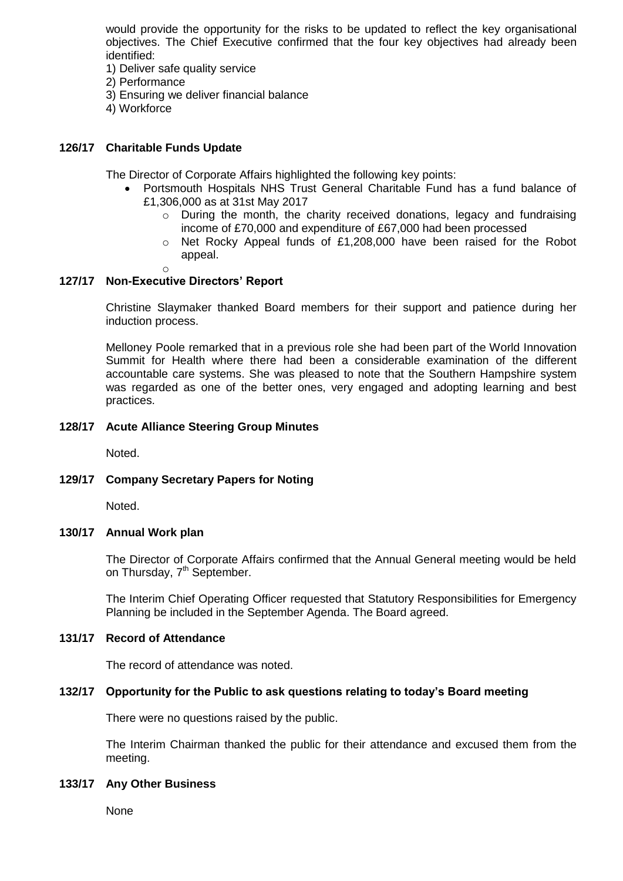would provide the opportunity for the risks to be updated to reflect the key organisational objectives. The Chief Executive confirmed that the four key objectives had already been identified:

1) Deliver safe quality service
2) Performance
3) Ensuring we deliver financial balance
4) Workforce

## 126/17 Charitable Funds Update

The Director of Corporate Affairs highlighted the following key points:

- Portsmouth Hospitals NHS Trust General Charitable Fund has a fund balance of £1,306,000 as at 31st May 2017
    - During the month, the charity received donations, legacy and fundraising income of £70,000 and expenditure of £67,000 had been processed
    - Net Rocky Appeal funds of £1,208,000 have been raised for the Robot appeal.

## 127/17 Non-Executive Directors' Report

Christine Slaymaker thanked Board members for their support and patience during her induction process.

Melloney Poole remarked that in a previous role she had been part of the World Innovation Summit for Health where there had been a considerable examination of the different accountable care systems. She was pleased to note that the Southern Hampshire system was regarded as one of the better ones, very engaged and adopting learning and best practices.

## 128/17 Acute Alliance Steering Group Minutes

Noted.

## 129/17 Company Secretary Papers for Noting

Noted.

## 130/17 Annual Work plan

The Director of Corporate Affairs confirmed that the Annual General meeting would be held on Thursday, 7th September.

The Interim Chief Operating Officer requested that Statutory Responsibilities for Emergency Planning be included in the September Agenda. The Board agreed.

## 131/17 Record of Attendance

The record of attendance was noted.

## 132/17 Opportunity for the Public to ask questions relating to today's Board meeting

There were no questions raised by the public.

The Interim Chairman thanked the public for their attendance and excused them from the meeting.

## 133/17 Any Other Business

None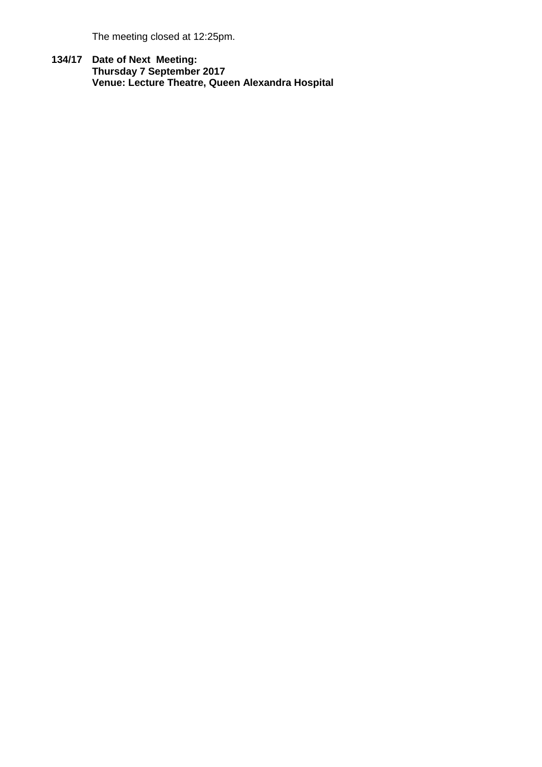The meeting closed at 12:25pm.

**134/17 Date of Next Meeting:**
**Thursday 7 September 2017**
**Venue: Lecture Theatre, Queen Alexandra Hospital**